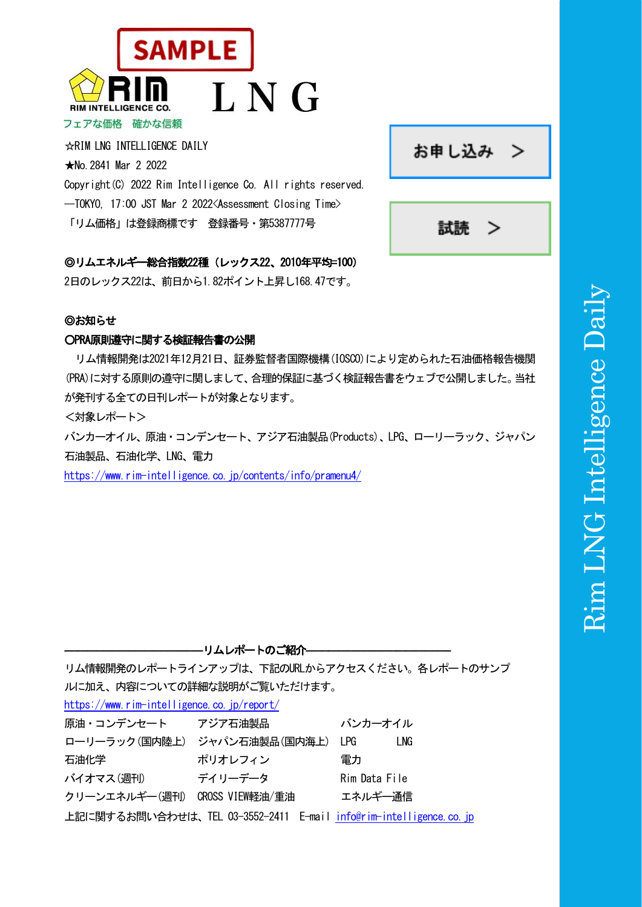SAMPLE

RIM INTELLIGENCE CO.

フェアな価格　確かな信頼

# L N G

☆RIM LNG INTELLIGENCE DAILY

★No.2841 Mar 2 2022

Copyright(C) 2022 Rim Intelligence Co. All rights reserved.

―TOKYO, 17:00 JST Mar 2 2022<Assessment Closing Time>

「リム価格」は登録商標です　登録番号・第5387777号

お申し込み　＞

試読　＞

**◎リムエネルギー総合指数22種（レックス22、2010年平均=100）**

2日のレックス22は、前日から1.82ポイント上昇し168.47です。

**◎お知らせ**

**○PRA原則遵守に関する検証報告書の公開**

リム情報開発は2021年12月21日、証券監督者国際機構(IOSCO)により定められた石油価格報告機関(PRA)に対する原則の遵守に関しまして、合理的保証に基づく検証報告書をウェブで公開しました。当社が発刊する全ての日刊レポートが対象となります。

<対象レポート>

バンカーオイル、原油・コンデンセート、アジア石油製品(Products)、LPG、ローリーラック、ジャパン石油製品、石油化学、LNG、電力

https://www.rim-intelligence.co.jp/contents/info/pramenu4/

**――――――――――――リムレポートのご紹介――――――――――――**

リム情報開発のレポートラインアップは、下記のURLからアクセスください。各レポートのサンプルに加え、内容についての詳細な説明がご覧いただけます。

https://www.rim-intelligence.co.jp/report/

| | | |
|---|---|---|
| 原油・コンデンセート | アジア石油製品 | バンカーオイル |
| ローリーラック(国内陸上) | ジャパン石油製品(国内海上) | LPG　　LNG |
| 石油化学 | ポリオレフィン | 電力 |
| バイオマス(週刊) | デイリーデータ | Rim Data File |
| クリーンエネルギー(週刊) | CROSS VIEW軽油/重油 | エネルギー通信 |

上記に関するお問い合わせは、TEL 03-3552-2411　E-mail info@rim-intelligence.co.jp

Rim LNG Intelligence Daily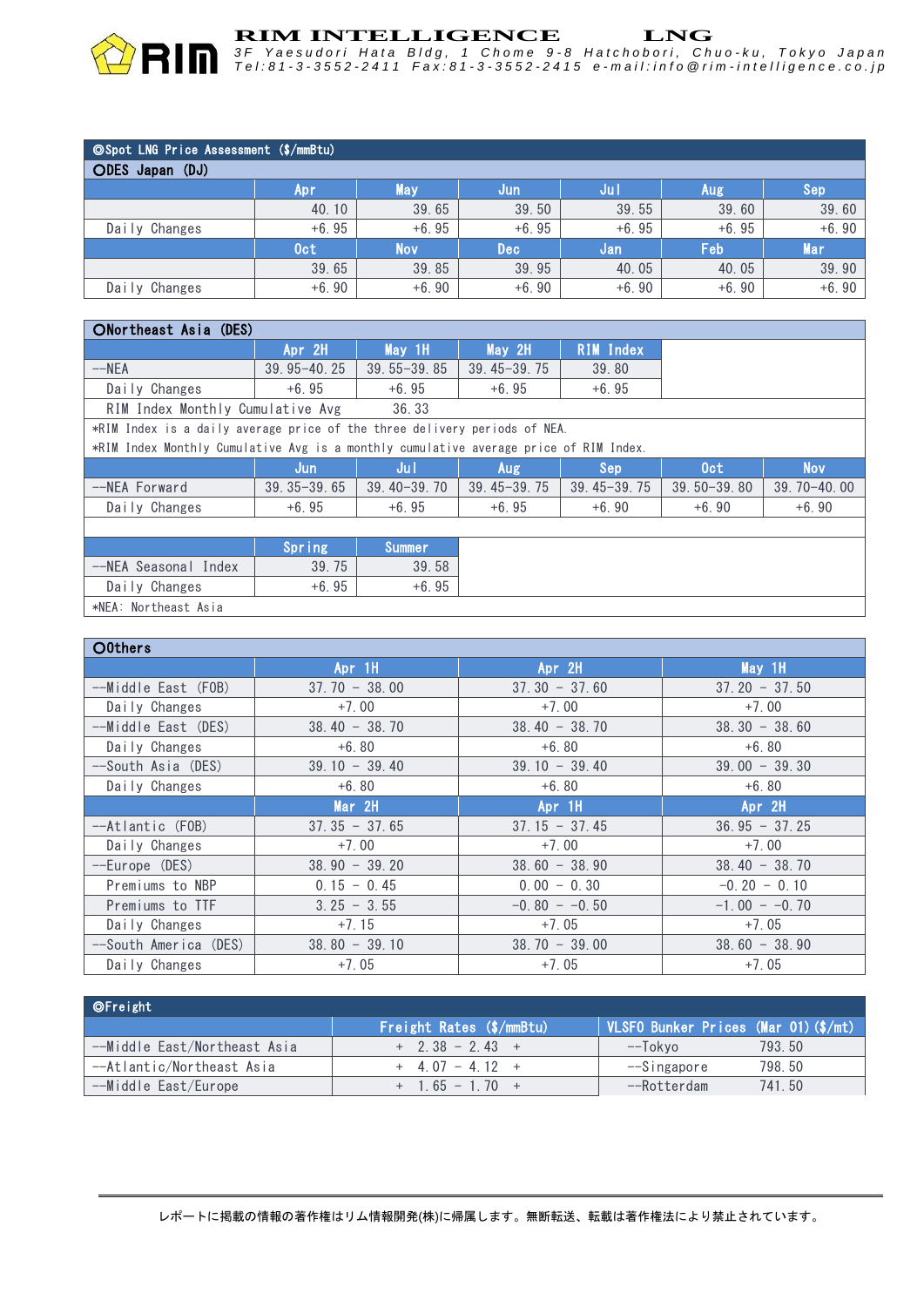## ◎Spot LNG Price Assessment ($/mmBtu)

### ○DES Japan (DJ)

| | Apr | May | Jun | Jul | Aug | Sep |
|---|---|---|---|---|---|---|
| | 40.10 | 39.65 | 39.50 | 39.55 | 39.60 | 39.60 |
| Daily Changes | +6.95 | +6.95 | +6.95 | +6.95 | +6.95 | +6.90 |
| | Oct | Nov | Dec | Jan | Feb | Mar |
| | 39.65 | 39.85 | 39.95 | 40.05 | 40.05 | 39.90 |
| Daily Changes | +6.90 | +6.90 | +6.90 | +6.90 | +6.90 | +6.90 |

### ○Northeast Asia (DES)

| | Apr 2H | May 1H | May 2H | RIM Index |
|---|---|---|---|---|
| --NEA | 39.95-40.25 | 39.55-39.85 | 39.45-39.75 | 39.80 |
| Daily Changes | +6.95 | +6.95 | +6.95 | +6.95 |
| RIM Index Monthly Cumulative Avg | 36.33 | | | |

*RIM Index is a daily average price of the three delivery periods of NEA.

*RIM Index Monthly Cumulative Avg is a monthly cumulative average price of RIM Index.

| | Jun | Jul | Aug | Sep | Oct | Nov |
|---|---|---|---|---|---|---|
| --NEA Forward | 39.35-39.65 | 39.40-39.70 | 39.45-39.75 | 39.45-39.75 | 39.50-39.80 | 39.70-40.00 |
| Daily Changes | +6.95 | +6.95 | +6.95 | +6.90 | +6.90 | +6.90 |

| | Spring | Summer |
|---|---|---|
| --NEA Seasonal Index | 39.75 | 39.58 |
| Daily Changes | +6.95 | +6.95 |

*NEA: Northeast Asia

### ○Others

| | Apr 1H | Apr 2H | May 1H |
|---|---|---|---|
| --Middle East (FOB) | 37.70 - 38.00 | 37.30 - 37.60 | 37.20 - 37.50 |
| Daily Changes | +7.00 | +7.00 | +7.00 |
| --Middle East (DES) | 38.40 - 38.70 | 38.40 - 38.70 | 38.30 - 38.60 |
| Daily Changes | +6.80 | +6.80 | +6.80 |
| --South Asia (DES) | 39.10 - 39.40 | 39.10 - 39.40 | 39.00 - 39.30 |
| Daily Changes | +6.80 | +6.80 | +6.80 |
| | Mar 2H | Apr 1H | Apr 2H |
| --Atlantic (FOB) | 37.35 - 37.65 | 37.15 - 37.45 | 36.95 - 37.25 |
| Daily Changes | +7.00 | +7.00 | +7.00 |
| --Europe (DES) | 38.90 - 39.20 | 38.60 - 38.90 | 38.40 - 38.70 |
| Premiums to NBP | 0.15 - 0.45 | 0.00 - 0.30 | -0.20 - 0.10 |
| Premiums to TTF | 3.25 - 3.55 | -0.80 - -0.50 | -1.00 - -0.70 |
| Daily Changes | +7.15 | +7.05 | +7.05 |
| --South America (DES) | 38.80 - 39.10 | 38.70 - 39.00 | 38.60 - 38.90 |
| Daily Changes | +7.05 | +7.05 | +7.05 |

## ◎Freight

| | Freight Rates ($/mmBtu) | VLSFO Bunker Prices (Mar 01) ($/mt) | |
|---|---|---|---|
| --Middle East/Northeast Asia | + 2.38 - 2.43 + | --Tokyo | 793.50 |
| --Atlantic/Northeast Asia | + 4.07 - 4.12 + | --Singapore | 798.50 |
| --Middle East/Europe | + 1.65 - 1.70 + | --Rotterdam | 741.50 |

レポートに掲載の情報の著作権はリム情報開発(株)に帰属します。無断転送、転載は著作権法により禁止されています。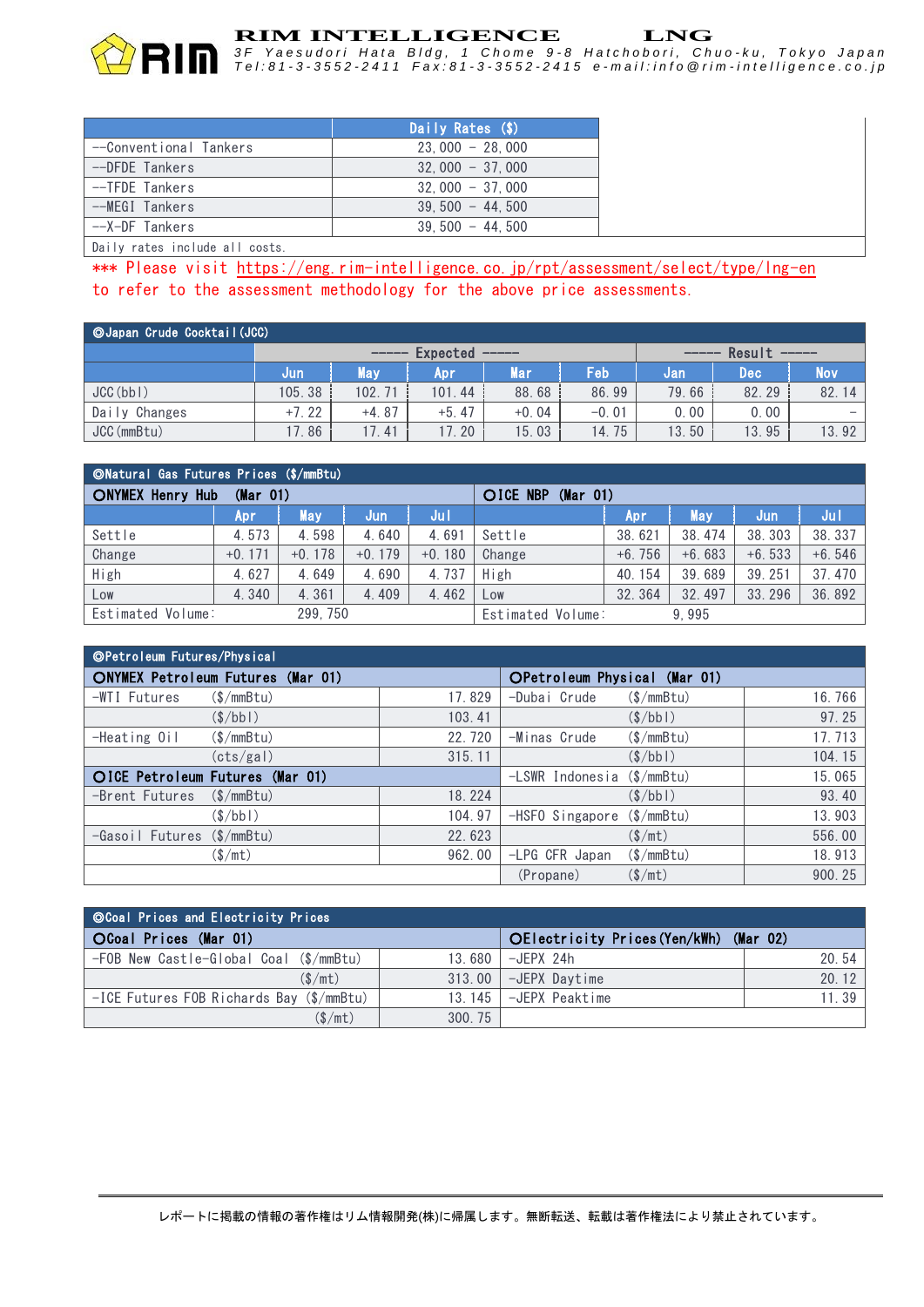| | Daily Rates ($) |
|---|---|
| --Conventional Tankers | 23,000 - 28,000 |
| --DFDE Tankers | 32,000 - 37,000 |
| --TFDE Tankers | 32,000 - 37,000 |
| --MEGI Tankers | 39,500 - 44,500 |
| --X-DF Tankers | 39,500 - 44,500 |

Daily rates include all costs.

*** Please visit https://eng.rim-intelligence.co.jp/rpt/assessment/select/type/lng-en to refer to the assessment methodology for the above price assessments.

| ◎Japan Crude Cocktail(JCC) | | | | | | | | |
|---|---|---|---|---|---|---|---|---|
| | ----- Expected ----- | | | | | ----- Result ----- | | |
| | Jun | May | Apr | Mar | Feb | Jan | Dec | Nov |
| JCC(bbl) | 105.38 | 102.71 | 101.44 | 88.68 | 86.99 | 79.66 | 82.29 | 82.14 |
| Daily Changes | +7.22 | +4.87 | +5.47 | +0.04 | -0.01 | 0.00 | 0.00 | - |
| JCC(mmBtu) | 17.86 | 17.41 | 17.20 | 15.03 | 14.75 | 13.50 | 13.95 | 13.92 |

◎Natural Gas Futures Prices ($/mmBtu)

| ○NYMEX Henry Hub (Mar 01) | Apr | May | Jun | Jul |
|---|---|---|---|---|
| Settle | 4.573 | 4.598 | 4.640 | 4.691 |
| Change | +0.171 | +0.178 | +0.179 | +0.180 |
| High | 4.627 | 4.649 | 4.690 | 4.737 |
| Low | 4.340 | 4.361 | 4.409 | 4.462 |
| Estimated Volume: | 299,750 | | | |

| ○ICE NBP (Mar 01) | Apr | May | Jun | Jul |
|---|---|---|---|---|
| Settle | 38.621 | 38.474 | 38.303 | 38.337 |
| Change | +6.756 | +6.683 | +6.533 | +6.546 |
| High | 40.154 | 39.689 | 39.251 | 37.470 |
| Low | 32.364 | 32.497 | 33.296 | 36.892 |
| Estimated Volume: | 9,995 | | | |

◎Petroleum Futures/Physical

| ○NYMEX Petroleum Futures (Mar 01) | | |
|---|---|---|
| -WTI Futures | ($/mmBtu) | 17.829 |
| | ($/bbl) | 103.41 |
| -Heating Oil | ($/mmBtu) | 22.720 |
| | (cts/gal) | 315.11 |
| **○ICE Petroleum Futures (Mar 01)** | | |
| -Brent Futures | ($/mmBtu) | 18.224 |
| | ($/bbl) | 104.97 |
| -Gasoil Futures | ($/mmBtu) | 22.623 |
| | ($/mt) | 962.00 |

| ○Petroleum Physical (Mar 01) | | |
|---|---|---|
| -Dubai Crude | ($/mmBtu) | 16.766 |
| | ($/bbl) | 97.25 |
| -Minas Crude | ($/mmBtu) | 17.713 |
| | ($/bbl) | 104.15 |
| -LSWR Indonesia | ($/mmBtu) | 15.065 |
| | ($/bbl) | 93.40 |
| -HSFO Singapore | ($/mmBtu) | 13.903 |
| | ($/mt) | 556.00 |
| -LPG CFR Japan | ($/mmBtu) | 18.913 |
| (Propane) | ($/mt) | 900.25 |

◎Coal Prices and Electricity Prices

| ○Coal Prices (Mar 01) | | |
|---|---|---|
| -FOB New Castle-Global Coal | ($/mmBtu) | 13.680 |
| | ($/mt) | 313.00 |
| -ICE Futures FOB Richards Bay | ($/mmBtu) | 13.145 |
| | ($/mt) | 300.75 |

| ○Electricity Prices(Yen/kWh) (Mar 02) | |
|---|---|
| -JEPX 24h | 20.54 |
| -JEPX Daytime | 20.12 |
| -JEPX Peaktime | 11.39 |

レポートに掲載の情報の著作権はリム情報開発(株)に帰属します。無断転送、転載は著作権法により禁止されています。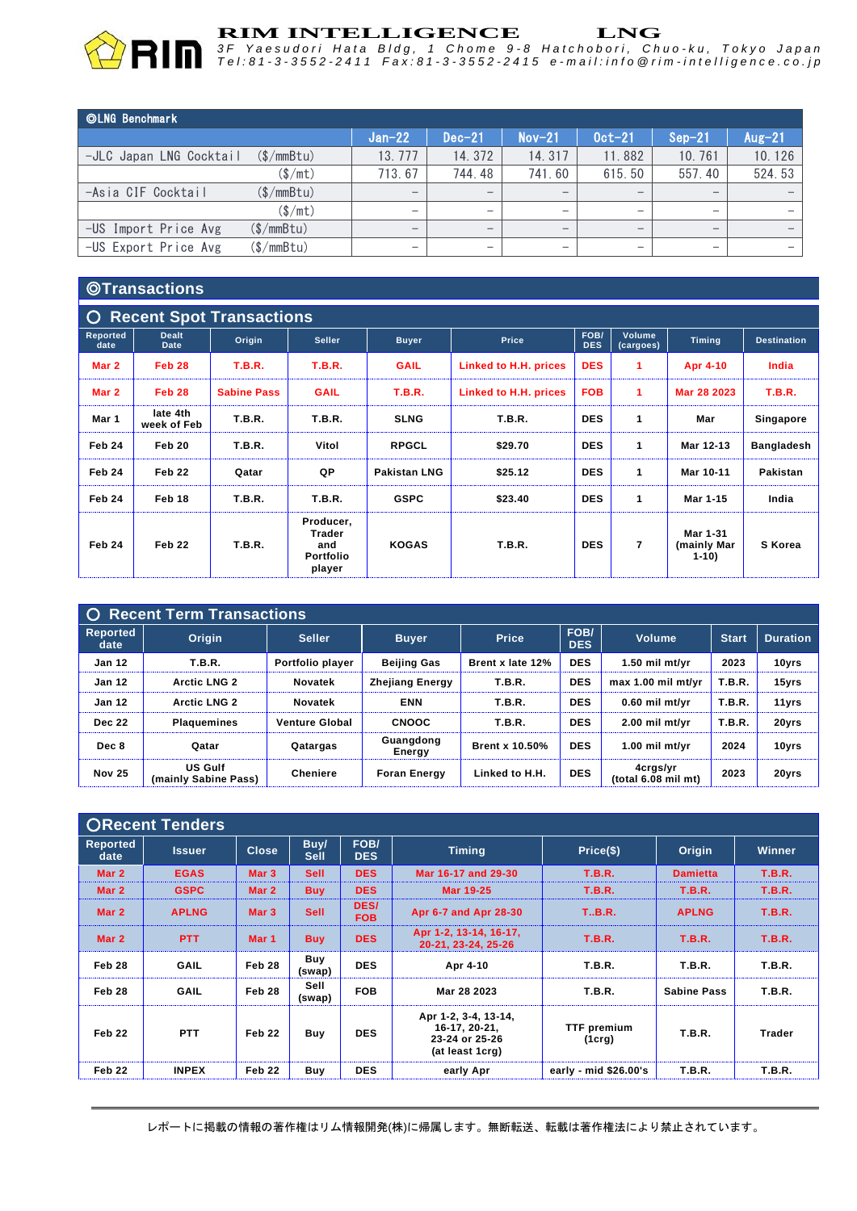## ◎LNG Benchmark

| | Jan-22 | Dec-21 | Nov-21 | Oct-21 | Sep-21 | Aug-21 |
|---|---|---|---|---|---|---|
| -JLC Japan LNG Cocktail ($/mmBtu) | 13.777 | 14.372 | 14.317 | 11.882 | 10.761 | 10.126 |
| ($/mt) | 713.67 | 744.48 | 741.60 | 615.50 | 557.40 | 524.53 |
| -Asia CIF Cocktail ($/mmBtu) | − | − | − | − | − | − |
| ($/mt) | − | − | − | − | − | − |
| -US Import Price Avg ($/mmBtu) | − | − | − | − | − | − |
| -US Export Price Avg ($/mmBtu) | − | − | − | − | − | − |

## ◎Transactions

### ○ Recent Spot Transactions

| Reported date | Dealt Date | Origin | Seller | Buyer | Price | FOB/ DES | Volume (cargoes) | Timing | Destination |
|---|---|---|---|---|---|---|---|---|---|
| Mar 2 | Feb 28 | T.B.R. | T.B.R. | GAIL | Linked to H.H. prices | DES | 1 | Apr 4-10 | India |
| Mar 2 | Feb 28 | Sabine Pass | GAIL | T.B.R. | Linked to H.H. prices | FOB | 1 | Mar 28 2023 | T.B.R. |
| Mar 1 | late 4th week of Feb | T.B.R. | T.B.R. | SLNG | T.B.R. | DES | 1 | Mar | Singapore |
| Feb 24 | Feb 20 | T.B.R. | Vitol | RPGCL | $29.70 | DES | 1 | Mar 12-13 | Bangladesh |
| Feb 24 | Feb 22 | Qatar | QP | Pakistan LNG | $25.12 | DES | 1 | Mar 10-11 | Pakistan |
| Feb 24 | Feb 18 | T.B.R. | T.B.R. | GSPC | $23.40 | DES | 1 | Mar 1-15 | India |
| Feb 24 | Feb 22 | T.B.R. | Producer, Trader and Portfolio player | KOGAS | T.B.R. | DES | 7 | Mar 1-31 (mainly Mar 1-10) | S Korea |

### ○ Recent Term Transactions

| Reported date | Origin | Seller | Buyer | Price | FOB/ DES | Volume | Start | Duration |
|---|---|---|---|---|---|---|---|---|
| Jan 12 | T.B.R. | Portfolio player | Beijing Gas | Brent x late 12% | DES | 1.50 mil mt/yr | 2023 | 10yrs |
| Jan 12 | Arctic LNG 2 | Novatek | Zhejiang Energy | T.B.R. | DES | max 1.00 mil mt/yr | T.B.R. | 15yrs |
| Jan 12 | Arctic LNG 2 | Novatek | ENN | T.B.R. | DES | 0.60 mil mt/yr | T.B.R. | 11yrs |
| Dec 22 | Plaquemines | Venture Global | CNOOC | T.B.R. | DES | 2.00 mil mt/yr | T.B.R. | 20yrs |
| Dec 8 | Qatar | Qatargas | Guangdong Energy | Brent x 10.50% | DES | 1.00 mil mt/yr | 2024 | 10yrs |
| Nov 25 | US Gulf (mainly Sabine Pass) | Cheniere | Foran Energy | Linked to H.H. | DES | 4crgs/yr (total 6.08 mil mt) | 2023 | 20yrs |

### ○Recent Tenders

| Reported date | Issuer | Close | Buy/ Sell | FOB/ DES | Timing | Price($) | Origin | Winner |
|---|---|---|---|---|---|---|---|---|
| Mar 2 | EGAS | Mar 3 | Sell | DES | Mar 16-17 and 29-30 | T.B.R. | Damietta | T.B.R. |
| Mar 2 | GSPC | Mar 2 | Buy | DES | Mar 19-25 | T.B.R. | T.B.R. | T.B.R. |
| Mar 2 | APLNG | Mar 3 | Sell | DES/ FOB | Apr 6-7 and Apr 28-30 | T..B.R. | APLNG | T.B.R. |
| Mar 2 | PTT | Mar 1 | Buy | DES | Apr 1-2, 13-14, 16-17, 20-21, 23-24, 25-26 | T.B.R. | T.B.R. | T.B.R. |
| Feb 28 | GAIL | Feb 28 | Buy (swap) | DES | Apr 4-10 | T.B.R. | T.B.R. | T.B.R. |
| Feb 28 | GAIL | Feb 28 | Sell (swap) | FOB | Mar 28 2023 | T.B.R. | Sabine Pass | T.B.R. |
| Feb 22 | PTT | Feb 22 | Buy | DES | Apr 1-2, 3-4, 13-14, 16-17, 20-21, 23-24 or 25-26 (at least 1crg) | TTF premium (1crg) | T.B.R. | Trader |
| Feb 22 | INPEX | Feb 22 | Buy | DES | early Apr | early - mid $26.00's | T.B.R. | T.B.R. |

レポートに掲載の情報の著作権はリム情報開発(株)に帰属します。無断転送、転載は著作権法により禁止されています。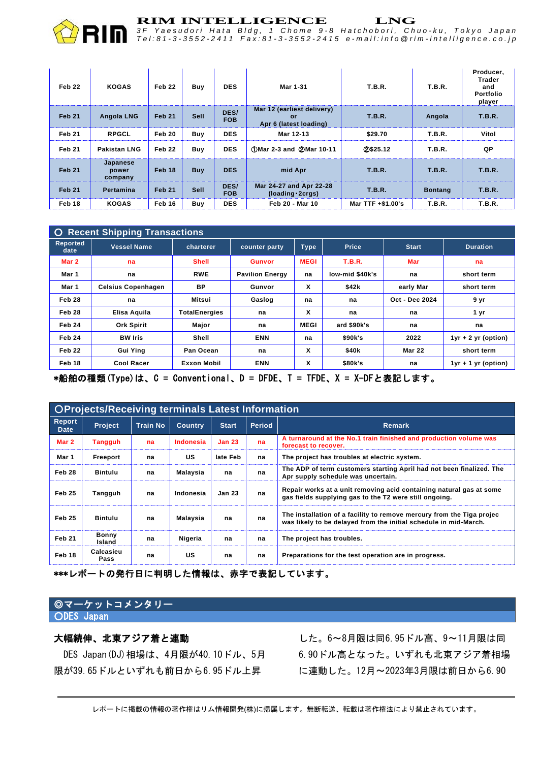| Feb 22 | KOGAS | Feb 22 | Buy | DES | Mar 1-31 | T.B.R. | T.B.R. | Producer, Trader and Portfolio player |
|---|---|---|---|---|---|---|---|---|
| Feb 21 | Angola LNG | Feb 21 | Sell | DES/ FOB | Mar 12 (earliest delivery) or Apr 6 (latest loading) | T.B.R. | Angola | T.B.R. |
| Feb 21 | RPGCL | Feb 20 | Buy | DES | Mar 12-13 | $29.70 | T.B.R. | Vitol |
| Feb 21 | Pakistan LNG | Feb 22 | Buy | DES | ①Mar 2-3 and ②Mar 10-11 | ②$25.12 | T.B.R. | QP |
| Feb 21 | Japanese power company | Feb 18 | Buy | DES | mid Apr | T.B.R. | T.B.R. | T.B.R. |
| Feb 21 | Pertamina | Feb 21 | Sell | DES/ FOB | Mar 24-27 and Apr 22-28 (loading･2crgs) | T.B.R. | Bontang | T.B.R. |
| Feb 18 | KOGAS | Feb 16 | Buy | DES | Feb 20 - Mar 10 | Mar TTF +$1.00's | T.B.R. | T.B.R. |

## ○ Recent Shipping Transactions

| Reported date | Vessel Name | charterer | counter party | Type | Price | Start | Duration |
|---|---|---|---|---|---|---|---|
| Mar 2 | na | Shell | Gunvor | MEGI | T.B.R. | Mar | na |
| Mar 1 | na | RWE | Pavilion Energy | na | low-mid $40k's | na | short term |
| Mar 1 | Celsius Copenhagen | BP | Gunvor | X | $42k | early Mar | short term |
| Feb 28 | na | Mitsui | Gaslog | na | na | Oct - Dec 2024 | 9 yr |
| Feb 28 | Elisa Aquila | TotalEnergies | na | X | na | na | 1 yr |
| Feb 24 | Ork Spirit | Major | na | MEGI | ard $90k's | na | na |
| Feb 24 | BW Iris | Shell | ENN | na | $90k's | 2022 | 1yr + 2 yr (option) |
| Feb 22 | Gui Ying | Pan Ocean | na | X | $40k | Mar 22 | short term |
| Feb 18 | Cool Racer | Exxon Mobil | ENN | X | $80k's | na | 1yr + 1 yr (option) |

*船舶の種類(Type)は、C = Conventional、D = DFDE、T = TFDE、X = X-DFと表記します。

## ○Projects/Receiving terminals Latest Information

| Report Date | Project | Train No | Country | Start | Period | Remark |
|---|---|---|---|---|---|---|
| Mar 2 | Tangguh | na | Indonesia | Jan 23 | na | A turnaround at the No.1 train finished and production volume was forecast to recover. |
| Mar 1 | Freeport | na | US | late Feb | na | The project has troubles at electric system. |
| Feb 28 | Bintulu | na | Malaysia | na | na | The ADP of term customers starting April had not been finalized. The Apr supply schedule was uncertain. |
| Feb 25 | Tangguh | na | Indonesia | Jan 23 | na | Repair works at a unit removing acid containing natural gas at some gas fields supplying gas to the T2 were still ongoing. |
| Feb 25 | Bintulu | na | Malaysia | na | na | The installation of a facility to remove mercury from the Tiga projec was likely to be delayed from the initial schedule in mid-March. |
| Feb 21 | Bonny Island | na | Nigeria | na | na | The project has troubles. |
| Feb 18 | Calcasieu Pass | na | US | na | na | Preparations for the test operation are in progress. |

***レポートの発行日に判明した情報は、赤字で表記しています。

## ◎マーケットコメンタリー

### ○DES Japan

**大幅続伸、北東アジア着と連動**

DES Japan(DJ)相場は、4月限が40.10ドル、5月限が39.65ドルといずれも前日から6.95ドル上昇した。6～8月限は同6.95ドル高、9～11月限は同6.90ドル高となった。いずれも北東アジア着相場に連動した。12月～2023年3月限は前日から6.90

レポートに掲載の情報の著作権はリム情報開発(株)に帰属します。無断転送、転載は著作権法により禁止されています。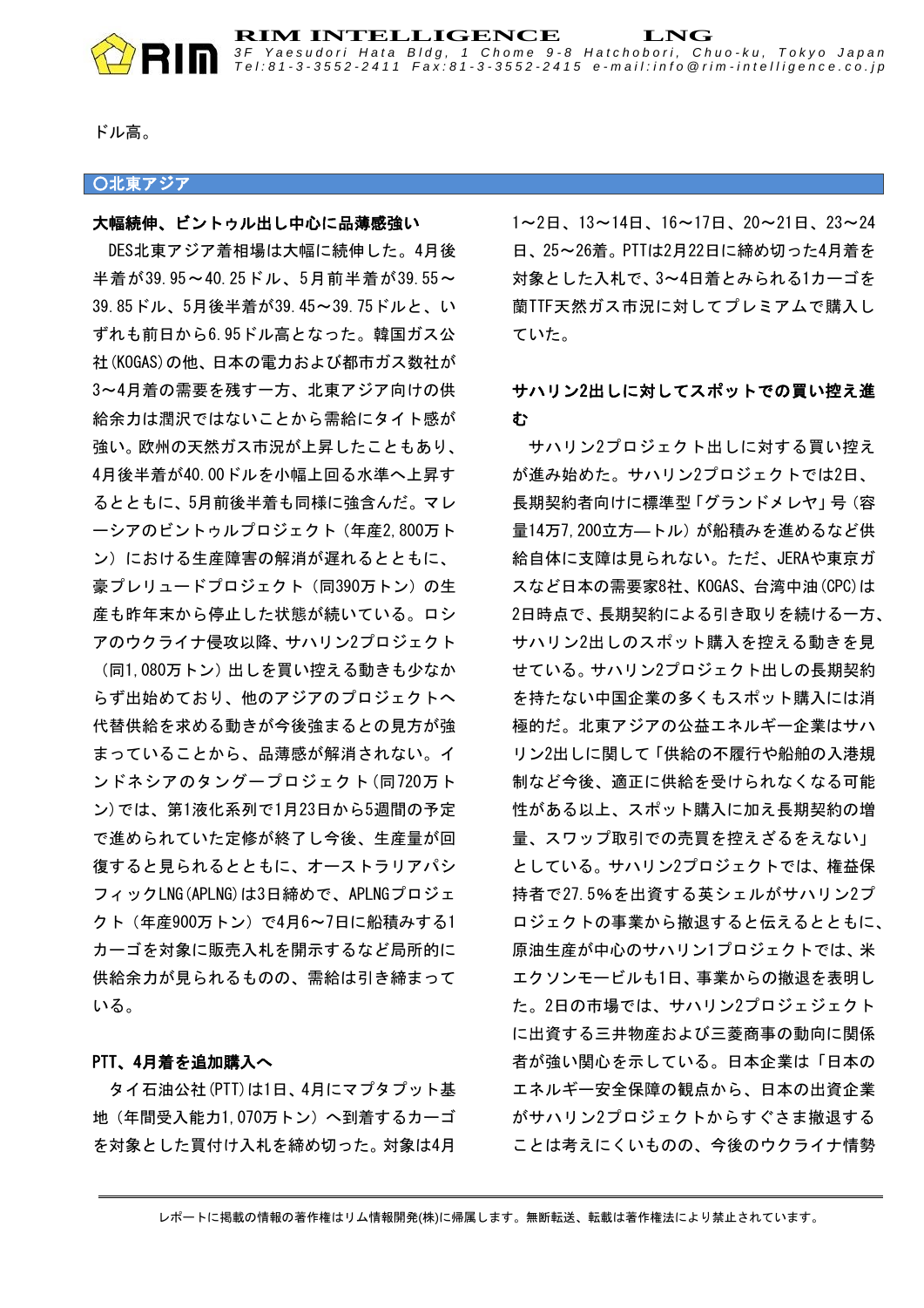ドル高。

## ○北東アジア

### 大幅続伸、ビントゥル出し中心に品薄感強い

DES北東アジア着相場は大幅に続伸した。4月後半着が39.95～40.25ドル、5月前半着が39.55～39.85ドル、5月後半着が39.45～39.75ドルと、いずれも前日から6.95ドル高となった。韓国ガス公社(KOGAS)の他、日本の電力および都市ガス数社が3～4月着の需要を残す一方、北東アジア向けの供給余力は潤沢ではないことから需給にタイト感が強い。欧州の天然ガス市況が上昇したこともあり、4月後半着が40.00ドルを小幅上回る水準へ上昇するとともに、5月前後半着も同様に強含んだ。マレーシアのビントゥルプロジェクト（年産2,800万トン）における生産障害の解消が遅れるとともに、豪プレリュードプロジェクト（同390万トン）の生産も昨年末から停止した状態が続いている。ロシアのウクライナ侵攻以降、サハリン2プロジェクト（同1,080万トン）出しを買い控える動きも少なからず出始めており、他のアジアのプロジェクトへ代替供給を求める動きが今後強まるとの見方が強まっていることから、品薄感が解消されない。インドネシアのタングープロジェクト(同720万トン)では、第1液化系列で1月23日から5週間の予定で進められていた定修が終了し今後、生産量が回復すると見られるとともに、オーストラリアパシフィックLNG(APLNG)は3日締めで、APLNGプロジェクト（年産900万トン）で4月6～7日に船積みする1カーゴを対象に販売入札を開示するなど局所的に供給余力が見られるものの、需給は引き締まっている。

### PTT、4月着を追加購入へ

タイ石油公社(PTT)は1日、4月にマプタプット基地（年間受入能力1,070万トン）へ到着するカーゴを対象とした買付け入札を締め切った。対象は4月1～2日、13～14日、16～17日、20～21日、23～24日、25～26日着。PTTは2月22日に締め切った4月着を対象とした入札で、3～4日着とみられる1カーゴを蘭TTF天然ガス市況に対してプレミアムで購入していた。

### サハリン2出しに対してスポットでの買い控え進む

サハリン2プロジェクト出しに対する買い控えが進み始めた。サハリン2プロジェクトでは2日、長期契約者向けに標準型「グランドメレヤ」号（容量14万7,200立方―トル）が船積みを進めるなど供給自体に支障は見られない。ただ、JERAや東京ガスなど日本の需要家8社、KOGAS、台湾中油(CPC)は2日時点で、長期契約による引き取りを続ける一方、サハリン2出しのスポット購入を控える動きを見せている。サハリン2プロジェクト出しの長期契約を持たない中国企業の多くもスポット購入には消極的だ。北東アジアの公益エネルギー企業はサハリン2出しに関して「供給の不履行や船舶の入港規制など今後、適正に供給を受けられなくなる可能性がある以上、スポット購入に加え長期契約の増量、スワップ取引での売買を控えざるをえない」としている。サハリン2プロジェクトでは、権益保持者で27.5%を出資する英シェルがサハリン2プロジェクトの事業から撤退すると伝えるとともに、原油生産が中心のサハリン1プロジェクトでは、米エクソンモービルも1日、事業からの撤退を表明した。2日の市場では、サハリン2プロジェジェクトに出資する三井物産および三菱商事の動向に関係者が強い関心を示している。日本企業は「日本のエネルギー安全保障の観点から、日本の出資企業がサハリン2プロジェクトからすぐさま撤退することは考えにくいものの、今後のウクライナ情勢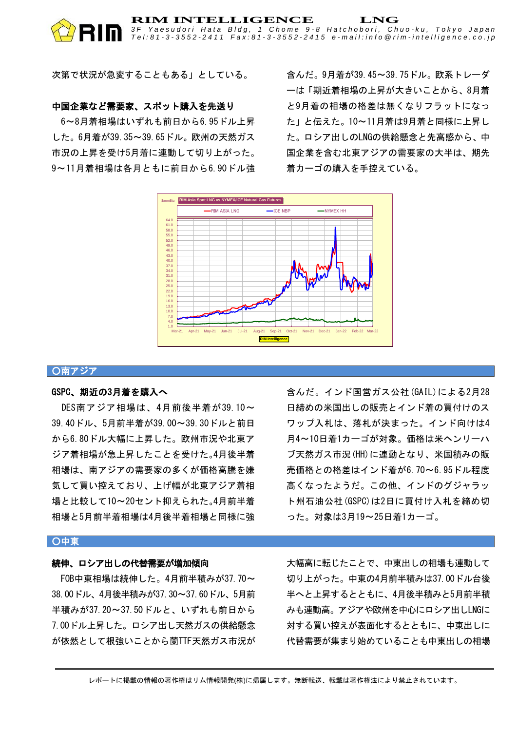次第で状況が急変することもある」としている。

**中国企業など需要家、スポット購入を先送り**

6～8月着相場はいずれも前日から6.95ドル上昇した。6月着が39.35～39.65ドル。欧州の天然ガス市況の上昇を受け5月着に連動して切り上がった。9～11月着相場は各月ともに前日から6.90ドル強含んだ。9月着が39.45～39.75ドル。欧系トレーダーは「期近着相場の上昇が大きいことから、8月着と9月着の相場の格差は無くなりフラットになった」と伝えた。10～11月着は9月着と同様に上昇した。ロシア出しのLNGの供給懸念と先高感から、中国企業を含む北東アジアの需要家の大半は、期先着カーゴの購入を手控えている。

## ○南アジア

**GSPC、期近の3月着を購入へ**

DES南アジア相場は、4月前後半着が39.10～39.40ドル、5月前半着が39.00～39.30ドルと前日から6.80ドル大幅に上昇した。欧州市況や北東アジア着相場が急上昇したことを受けた。4月後半着相場は、南アジアの需要家の多くが価格高騰を嫌気して買い控えており、上げ幅が北東アジア着相場と比較して10～20セント抑えられた。4月前半着相場と5月前半着相場は4月後半着相場と同様に強含んだ。インド国営ガス公社(GAIL)による2月28日締めの米国出しの販売とインド着の買付けのスワップ入札は、落札が決まった。インド向けは4月4～10日着1カーゴが対象。価格は米ヘンリーハブ天然ガス市況(HH)に連動となり、米国積みの販売価格との格差はインド着が6.70～6.95ドル程度高くなったようだ。この他、インドのグジャラット州石油公社(GSPC)は2日に買付け入札を締め切った。対象は3月19～25日着1カーゴ。

## ○中東

**続伸、ロシア出しの代替需要が増加傾向**

FOB中東相場は続伸した。4月前半積みが37.70～38.00ドル、4月後半積みが37.30～37.60ドル、5月前半積みが37.20～37.50ドルと、いずれも前日から7.00ドル上昇した。ロシア出し天然ガスの供給懸念が依然として根強いことから蘭TTF天然ガス市況が大幅高に転じたことで、中東出しの相場も連動して切り上がった。中東の4月前半積みは37.00ドル台後半へと上昇するとともに、4月後半積みと5月前半積みも連動高。アジアや欧州を中心にロシア出しLNGに対する買い控えが表面化するとともに、中東出しに代替需要が集まり始めていることも中東出しの相場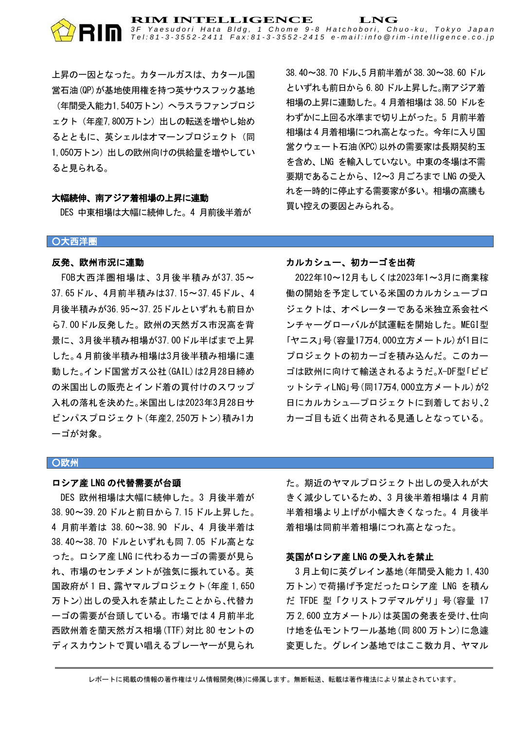上昇の一因となった。カタールガスは、カタール国営石油(QP)が基地使用権を持つ英サウスフック基地（年間受入能力1,540万トン）へラスラファンプロジェクト（年産7,800万トン）出しの転送を増やし始めるとともに、英シェルはオマーンプロジェクト（同1,050万トン）出しの欧州向けの供給量を増やしていると見られる。

**大幅続伸、南アジア着相場の上昇に連動**

DES 中東相場は大幅に続伸した。4 月前後半着が38.40～38.70 ドル､5 月前半着が 38.30～38.60 ドルといずれも前日から 6.80 ドル上昇した。南アジア着相場の上昇に連動した。4 月着相場は 38.50 ドルをわずかに上回る水準まで切り上がった。5 月前半着相場は 4 月着相場につれ高となった。今年に入り国営クウェート石油(KPC)以外の需要家は長期契約玉を含め、LNG を輸入していない。中東の冬場は不需要期であることから、12～3 月ごろまで LNG の受入れを一時的に停止する需要家が多い。相場の高騰も買い控えの要因とみられる。

## ○大西洋圏

**反発、欧州市況に連動**

FOB大西洋圏相場は、3月後半積みが37.35～37.65ドル、4月前半積みは37.15～37.45ドル、4月後半積みが36.95～37.25ドルといずれも前日から7.00ドル反発した。欧州の天然ガス市況高を背景に、3月後半積み相場が37.00ドル半ばまで上昇した。4 月前後半積み相場は3月後半積み相場に連動した。インド国営ガス公社(GAIL)は2月28日締めの米国出しの販売とインド着の買付けのスワップ入札の落札を決めた。米国出しは2023年3月28日サビンパスプロジェクト(年産2,250万トン)積み1カーゴが対象。

**カルカシュー、初カーゴを出荷**

2022年10～12月もしくは2023年1～3月に商業稼働の開始を予定している米国のカルカシュープロジェクトは、オペレーターである米独立系会社ベンチャーグローバルが試運転を開始した。MEGI型「ヤニス」号(容量17万4,000立方メートル)が1日にプロジェクトの初カーゴを積み込んだ。このカーゴは欧州に向けて輸送されるようだ。X-DF型「ビビットシティLNG」号(同17万4,000立方メートル)が2日にカルカシュ—プロジェクトに到着しており､2カーゴ目も近く出荷される見通しとなっている。

## ○欧州

**ロシア産 LNG の代替需要が台頭**

DES 欧州相場は大幅に続伸した。3 月後半着が38.90～39.20 ドルと前日から 7.15 ドル上昇した。4 月前半着は 38.60～38.90 ドル、4 月後半着は38.40～38.70 ドルといずれも同 7.05 ドル高となった。ロシア産 LNG に代わるカーゴの需要が見られ、市場のセンチメントが強気に振れている。英国政府が 1 日、露ヤマルプロジェクト(年産 1,650万トン)出しの受入れを禁止したことから､代替カーゴの需要が台頭している。市場では 4 月前半北西欧州着を蘭天然ガス相場(TTF)対比 80 セントのディスカウントで買い唱えるプレーヤーが見られた。期近のヤマルプロジェクト出しの受入れが大きく減少しているため、3 月後半着相場は 4 月前半着相場より上げが小幅大きくなった。4 月後半着相場は同前半着相場につれ高となった。

**英国がロシア産 LNG の受入れを禁止**

3 月上旬に英グレイン基地(年間受入能力 1,430万トン)で荷揚げ予定だったロシア産 LNG を積んだ TFDE 型「クリストフデマルゲリ」号(容量 17万 2,600 立方メートル)は英国の発表を受け、仕向け地を仏モントワール基地(同 800 万トン)に急遽変更した。グレイン基地ではここ数カ月、ヤマル

レポートに掲載の情報の著作権はリム情報開発(株)に帰属します。無断転送、転載は著作権法により禁止されています。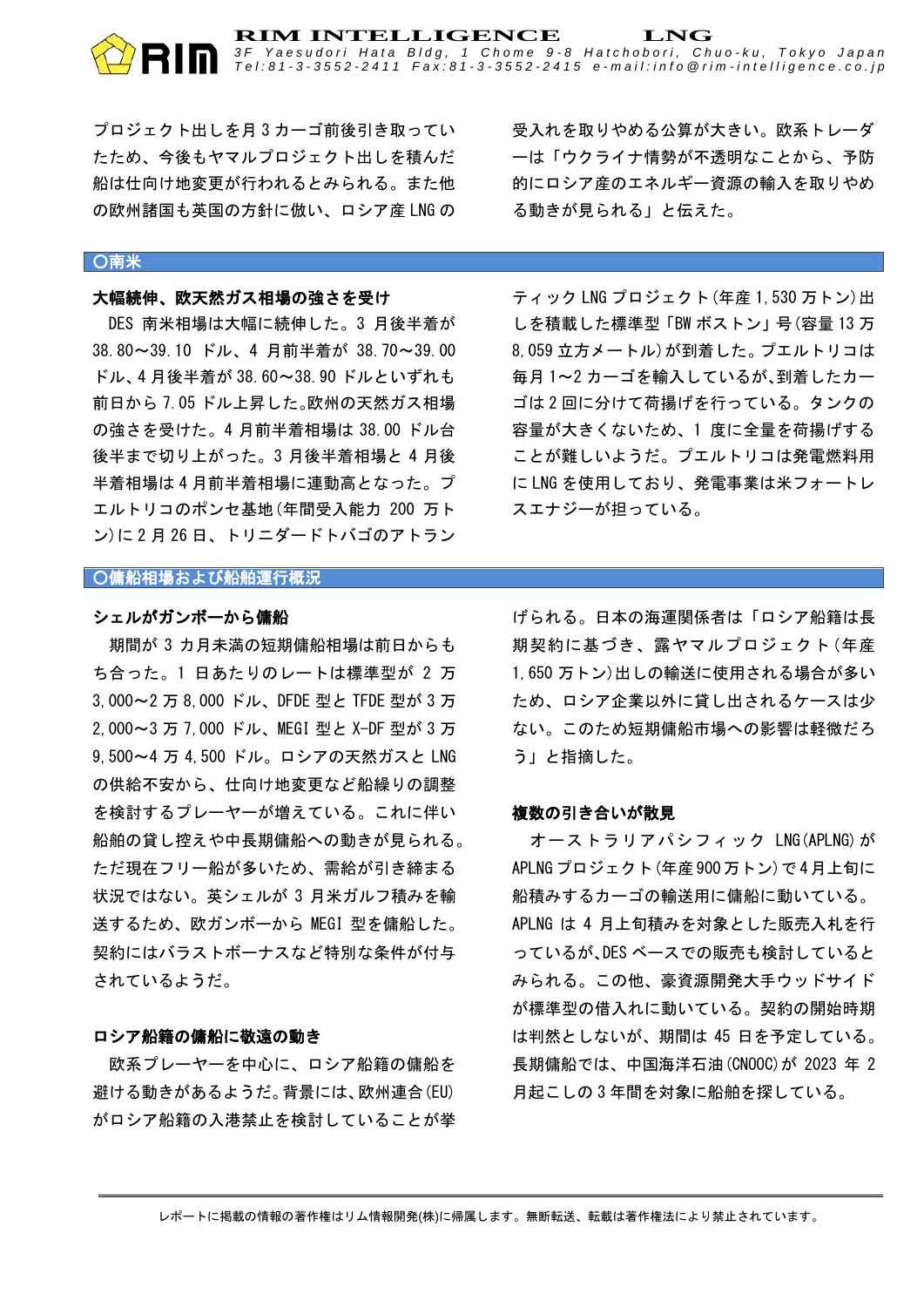プロジェクト出しを月3カーゴ前後引き取っていたため、今後もヤマルプロジェクト出しを積んだ船は仕向け地変更が行われるとみられる。また他の欧州諸国も英国の方針に倣い、ロシア産LNGの受入れを取りやめる公算が大きい。欧系トレーダーは「ウクライナ情勢が不透明なことから、予防的にロシア産のエネルギー資源の輸入を取りやめる動きが見られる」と伝えた。

## ○南米

### 大幅続伸、欧天然ガス相場の強さを受け

DES南米相場は大幅に続伸した。3月後半着が38.80～39.10ドル、4月前半着が38.70～39.00ドル、4月後半着が38.60～38.90ドルといずれも前日から7.05ドル上昇した。欧州の天然ガス相場の強さを受けた。4月前半着相場は38.00ドル台後半まで切り上がった。3月後半着相場と4月後半着相場は4月前半着相場に連動高となった。プエルトリコのポンセ基地(年間受入能力200万トン)に2月26日、トリニダードトバゴのアトランティックLNGプロジェクト(年産1,530万トン)出しを積載した標準型「BWボストン」号(容量13万8,059立方メートル)が到着した。プエルトリコは毎月1～2カーゴを輸入しているが、到着したカーゴは2回に分けて荷揚げを行っている。タンクの容量が大きくないため、1度に全量を荷揚げすることが難しいようだ。プエルトリコは発電燃料用にLNGを使用しており、発電事業は米フォートレスエナジーが担っている。

## ○傭船相場および船舶運行概況

### シェルがガンボーから傭船

期間が3カ月未満の短期傭船相場は前日からもち合った。1日あたりのレートは標準型が2万3,000～2万8,000ドル、DFDE型とTFDE型が3万2,000～3万7,000ドル、MEGI型とX-DF型が3万9,500～4万4,500ドル。ロシアの天然ガスとLNGの供給不安から、仕向け地変更など船繰りの調整を検討するプレーヤーが増えている。これに伴い船舶の貸し控えや中長期傭船への動きが見られる。ただ現在フリー船が多いため、需給が引き締まる状況ではない。英シェルが3月米ガルフ積みを輸送するため、欧ガンボーからMEGI型を傭船した。契約にはバラストボーナスなど特別な条件が付与されているようだ。

### ロシア船籍の傭船に敬遠の動き

欧系プレーヤーを中心に、ロシア船籍の傭船を避ける動きがあるようだ。背景には、欧州連合(EU)がロシア船籍の入港禁止を検討していることが挙げられる。日本の海運関係者は「ロシア船籍は長期契約に基づき、露ヤマルプロジェクト(年産1,650万トン)出しの輸送に使用される場合が多いため、ロシア企業以外に貸し出されるケースは少ない。このため短期傭船市場への影響は軽微だろう」と指摘した。

### 複数の引き合いが散見

オーストラリアパシフィックLNG(APLNG)がAPLNGプロジェクト(年産900万トン)で4月上旬に船積みするカーゴの輸送用に傭船に動いている。APLNGは4月上旬積みを対象とした販売入札を行っているが、DESベースでの販売も検討しているとみられる。この他、豪資源開発大手ウッドサイドが標準型の借入れに動いている。契約の開始時期は判然としないが、期間は45日を予定している。長期傭船では、中国海洋石油(CNOOC)が2023年2月起こしの3年間を対象に船舶を探している。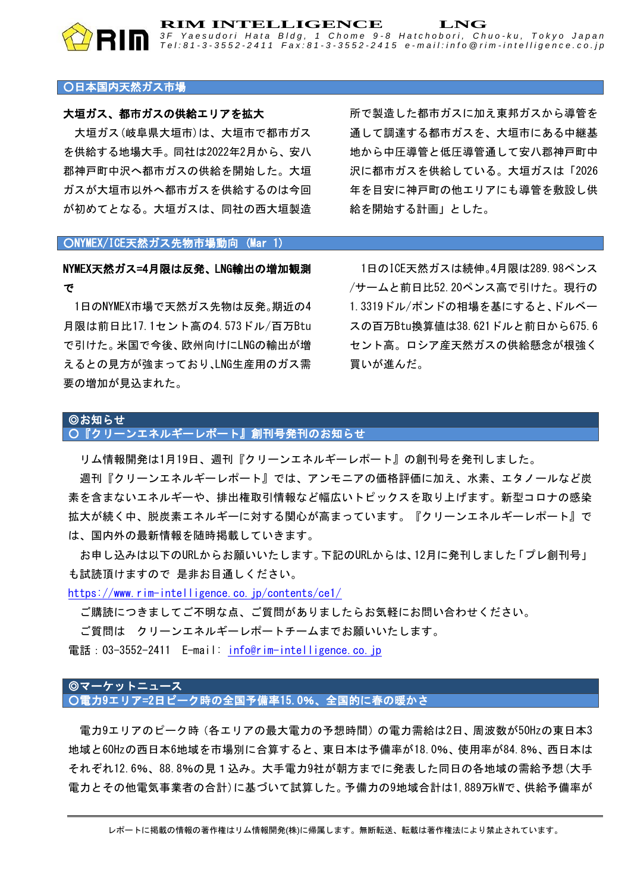## ○日本国内天然ガス市場

**大垣ガス、都市ガスの供給エリアを拡大**

大垣ガス（岐阜県大垣市）は、大垣市で都市ガスを供給する地場大手。同社は2022年2月から、安八郡神戸町中沢へ都市ガスの供給を開始した。大垣ガスが大垣市以外へ都市ガスを供給するのは今回が初めてとなる。大垣ガスは、同社の西大垣製造所で製造した都市ガスに加え東邦ガスから導管を通して調達する都市ガスを、大垣市にある中継基地から中圧導管と低圧導管通して安八郡神戸町中沢に都市ガスを供給している。大垣ガスは「2026年を目安に神戸町の他エリアにも導管を敷設し供給を開始する計画」とした。

## ○NYMEX/ICE天然ガス先物市場動向（Mar 1）

**NYMEX天然ガス=4月限は反発、LNG輸出の増加観測で**

1日のNYMEX市場で天然ガス先物は反発。期近の4月限は前日比17.1セント高の4.573ドル/百万Btuで引けた。米国で今後、欧州向けにLNGの輸出が増えるとの見方が強まっており、LNG生産用のガス需要の増加が見込まれた。

1日のICE天然ガスは続伸。4月限は289.98ペンス/サームと前日比52.20ペンス高で引けた。現行の1.3319ドル/ポンドの相場を基にすると、ドルベースの百万Btu換算値は38.621ドルと前日から675.6セント高。ロシア産天然ガスの供給懸念が根強く買いが進んだ。

## ◎お知らせ

### ○『クリーンエネルギーレポート』創刊号発刊のお知らせ

リム情報開発は1月19日、週刊『クリーンエネルギーレポート』の創刊号を発刊しました。

週刊『クリーンエネルギーレポート』では、アンモニアの価格評価に加え、水素、エタノールなど炭素を含まないエネルギーや、排出権取引情報など幅広いトピックスを取り上げます。新型コロナの感染拡大が続く中、脱炭素エネルギーに対する関心が高まっています。『クリーンエネルギーレポート』では、国内外の最新情報を随時掲載していきます。

お申し込みは以下のURLからお願いいたします。下記のURLからは、12月に発刊しました「プレ創刊号」も試読頂けますので 是非お目通しください。

https://www.rim-intelligence.co.jp/contents/ce1/

ご購読につきましてご不明な点、ご質問がありましたらお気軽にお問い合わせください。

ご質問は　クリーンエネルギーレポートチームまでお願いいたします。

電話：03-3552-2411　E-mail: info@rim-intelligence.co.jp

## ◎マーケットニュース

### ○電力9エリア=2日ピーク時の全国予備率15.0%、全国的に春の暖かさ

電力9エリアのピーク時（各エリアの最大電力の予想時間）の電力需給は2日、周波数が50Hzの東日本3地域と60Hzの西日本6地域を市場別に合算すると、東日本は予備率が18.0%、使用率が84.8%、西日本はそれぞれ12.6%、88.8%の見１込み。大手電力9社が朝方までに発表した同日の各地域の需給予想（大手電力とその他電気事業者の合計）に基づいて試算した。予備力の9地域合計は1,889万kWで、供給予備率が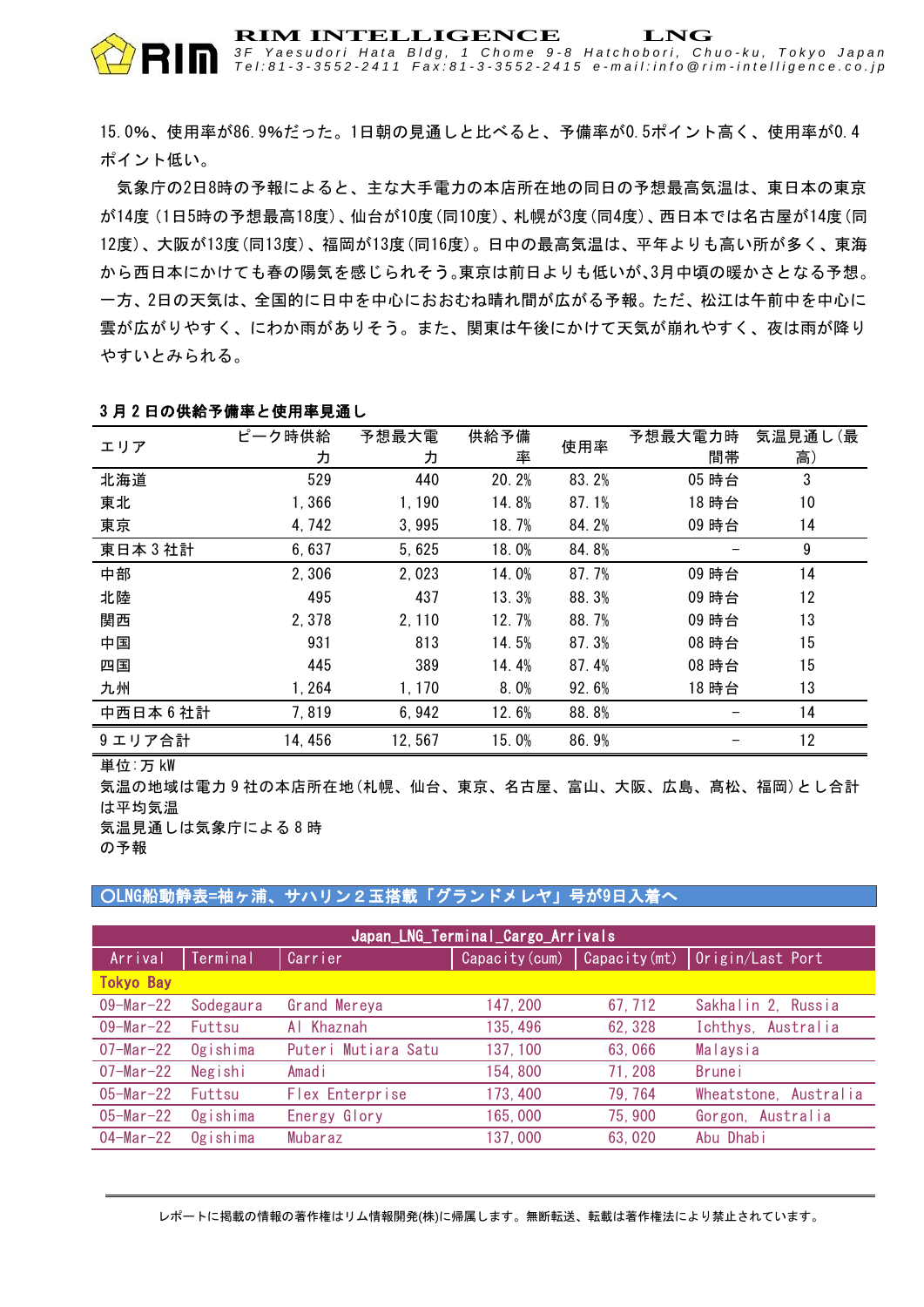15.0%、使用率が86.9%だった。1日朝の見通しと比べると、予備率が0.5ポイント高く、使用率が0.4ポイント低い。

気象庁の2日8時の予報によると、主な大手電力の本店所在地の同日の予想最高気温は、東日本の東京が14度（1日5時の予想最高18度）、仙台が10度（同10度）、札幌が3度（同4度）、西日本では名古屋が14度（同12度）、大阪が13度（同13度）、福岡が13度（同16度）。日中の最高気温は、平年よりも高い所が多く、東海から西日本にかけても春の陽気を感じられそう。東京は前日よりも低いが、3月中頃の暖かさとなる予想。一方、2日の天気は、全国的に日中を中心におおむね晴れ間が広がる予報。ただ、松江は午前中を中心に雲が広がりやすく、にわか雨がありそう。また、関東は午後にかけて天気が崩れやすく、夜は雨が降りやすいとみられる。

**3月2日の供給予備率と使用率見通し**

| エリア | ピーク時供給力 | 予想最大電力 | 供給予備率 | 使用率 | 予想最大電力時間帯 | 気温見通し（最高） |
|---|---|---|---|---|---|---|
| 北海道 | 529 | 440 | 20.2% | 83.2% | 05時台 | 3 |
| 東北 | 1,366 | 1,190 | 14.8% | 87.1% | 18時台 | 10 |
| 東京 | 4,742 | 3,995 | 18.7% | 84.2% | 09時台 | 14 |
| 東日本3社計 | 6,637 | 5,625 | 18.0% | 84.8% | – | 9 |
| 中部 | 2,306 | 2,023 | 14.0% | 87.7% | 09時台 | 14 |
| 北陸 | 495 | 437 | 13.3% | 88.3% | 09時台 | 12 |
| 関西 | 2,378 | 2,110 | 12.7% | 88.7% | 09時台 | 13 |
| 中国 | 931 | 813 | 14.5% | 87.3% | 08時台 | 15 |
| 四国 | 445 | 389 | 14.4% | 87.4% | 08時台 | 15 |
| 九州 | 1,264 | 1,170 | 8.0% | 92.6% | 18時台 | 13 |
| 中西日本6社計 | 7,819 | 6,942 | 12.6% | 88.8% | – | 14 |
| 9エリア合計 | 14,456 | 12,567 | 15.0% | 86.9% | – | 12 |

単位：万kW
気温の地域は電力9社の本店所在地（札幌、仙台、東京、名古屋、富山、大阪、広島、高松、福岡）とし合計は平均気温
気温見通しは気象庁による8時の予報

## ○LNG船動静表=袖ヶ浦、サハリン２玉搭載「グランドメレヤ」号が9日入着へ

**Japan_LNG_Terminal_Cargo_Arrivals**

| Arrival | Terminal | Carrier | Capacity(cum) | Capacity(mt) | Origin/Last Port |
|---|---|---|---|---|---|
| **Tokyo Bay** | | | | | |
| 09-Mar-22 | Sodegaura | Grand Mereya | 147,200 | 67,712 | Sakhalin 2, Russia |
| 09-Mar-22 | Futtsu | Al Khaznah | 135,496 | 62,328 | Ichthys, Australia |
| 07-Mar-22 | Ogishima | Puteri Mutiara Satu | 137,100 | 63,066 | Malaysia |
| 07-Mar-22 | Negishi | Amadi | 154,800 | 71,208 | Brunei |
| 05-Mar-22 | Futtsu | Flex Enterprise | 173,400 | 79,764 | Wheatstone, Australia |
| 05-Mar-22 | Ogishima | Energy Glory | 165,000 | 75,900 | Gorgon, Australia |
| 04-Mar-22 | Ogishima | Mubaraz | 137,000 | 63,020 | Abu Dhabi |

レポートに掲載の情報の著作権はリム情報開発(株)に帰属します。無断転送、転載は著作権法により禁止されています。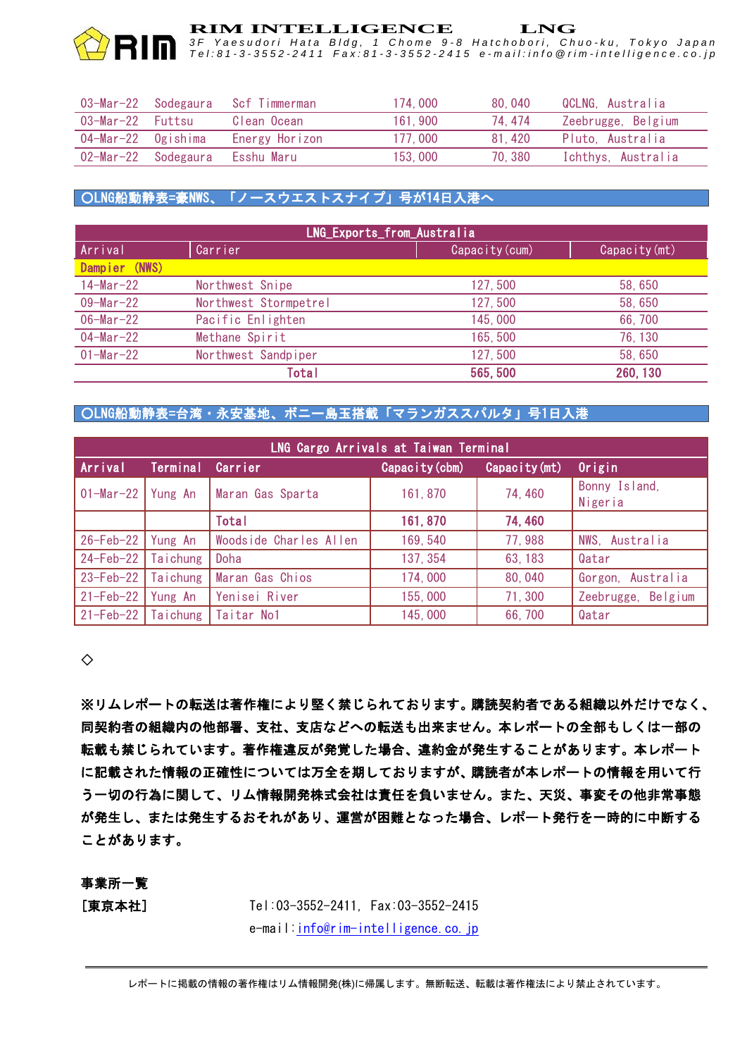| 03-Mar-22 | Sodegaura | Scf Timmerman | 174,000 | 80,040 | QCLNG, Australia |
|---|---|---|---|---|---|
| 03-Mar-22 | Futtsu | Clean Ocean | 161,900 | 74,474 | Zeebrugge, Belgium |
| 04-Mar-22 | Ogishima | Energy Horizon | 177,000 | 81,420 | Pluto, Australia |
| 02-Mar-22 | Sodegaura | Esshu Maru | 153,000 | 70,380 | Ichthys, Australia |

## ○LNG船動静表=豪NWS、「ノースウエストスナイプ」号が14日入港へ

| LNG_Exports_from_Australia | | | |
|---|---|---|---|
| Arrival | Carrier | Capacity(cum) | Capacity(mt) |
| Dampier (NWS) | | | |
| 14-Mar-22 | Northwest Snipe | 127,500 | 58,650 |
| 09-Mar-22 | Northwest Stormpetrel | 127,500 | 58,650 |
| 06-Mar-22 | Pacific Enlighten | 145,000 | 66,700 |
| 04-Mar-22 | Methane Spirit | 165,500 | 76,130 |
| 01-Mar-22 | Northwest Sandpiper | 127,500 | 58,650 |
| | **Total** | **565,500** | **260,130** |

## ○LNG船動静表=台湾・永安基地、ボニー島玉搭載「マランガススパルタ」号1日入港

| LNG Cargo Arrivals at Taiwan Terminal | | | | | |
|---|---|---|---|---|---|
| Arrival | Terminal | Carrier | Capacity(cbm) | Capacity(mt) | Origin |
| 01-Mar-22 | Yung An | Maran Gas Sparta | 161,870 | 74,460 | Bonny Island, Nigeria |
| | | **Total** | **161,870** | **74,460** | |
| 26-Feb-22 | Yung An | Woodside Charles Allen | 169,540 | 77,988 | NWS, Australia |
| 24-Feb-22 | Taichung | Doha | 137,354 | 63,183 | Qatar |
| 23-Feb-22 | Taichung | Maran Gas Chios | 174,000 | 80,040 | Gorgon, Australia |
| 21-Feb-22 | Yung An | Yenisei River | 155,000 | 71,300 | Zeebrugge, Belgium |
| 21-Feb-22 | Taichung | Taitar No1 | 145,000 | 66,700 | Qatar |

◇

**※リムレポートの転送は著作権により堅く禁じられております。購読契約者である組織以外だけでなく、同契約者の組織内の他部署、支社、支店などへの転送も出来ません。本レポートの全部もしくは一部の転載も禁じられています。著作権違反が発覚した場合、違約金が発生することがあります。本レポートに記載された情報の正確性については万全を期しておりますが、購読者が本レポートの情報を用いて行う一切の行為に関して、リム情報開発株式会社は責任を負いません。また、天災、事変その他非常事態が発生し、または発生するおそれがあり、運営が困難となった場合、レポート発行を一時的に中断することがあります。**

**事業所一覧**

**[東京本社]** Tel:03-3552-2411, Fax:03-3552-2415
e-mail:info@rim-intelligence.co.jp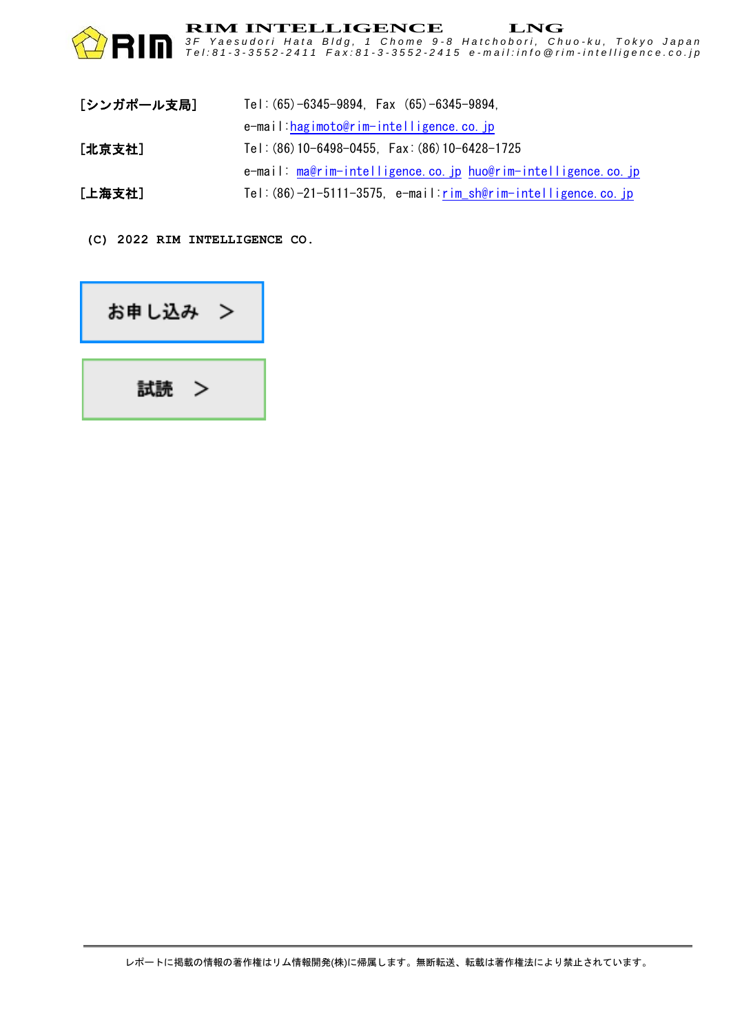| | |
|---|---|
| [シンガポール支局] | Tel:(65)-6345-9894, Fax (65)-6345-9894,<br>e-mail:hagimoto@rim-intelligence.co.jp |
| [北京支社] | Tel:(86)10-6498-0455, Fax:(86)10-6428-1725<br>e-mail: ma@rim-intelligence.co.jp huo@rim-intelligence.co.jp |
| [上海支社] | Tel:(86)-21-5111-3575, e-mail:rim_sh@rim-intelligence.co.jp |

(C) 2022 RIM INTELLIGENCE CO.

お申し込み >

試読 >

レポートに掲載の情報の著作権はリム情報開発(株)に帰属します。無断転送、転載は著作権法により禁止されています。